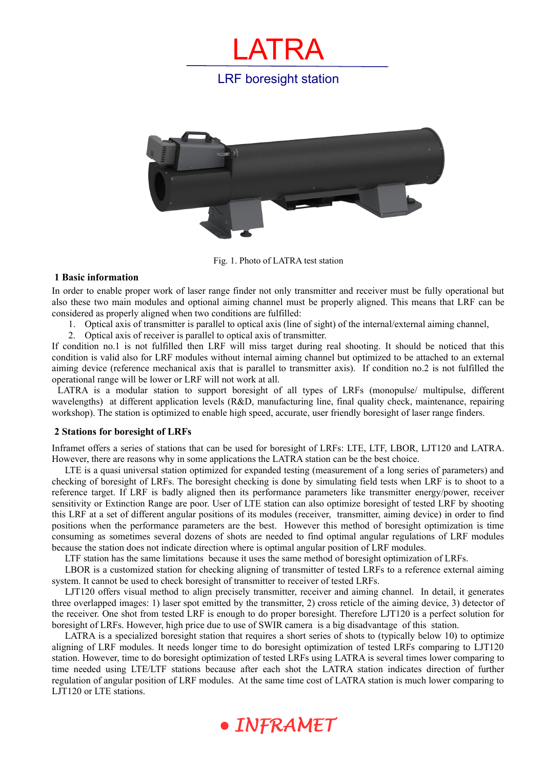# LATRA

## LRF boresight station

Fig. 1. Photo of LATRA test station

## 1 Basic information

In order to enable proper work of laser range finder not only transmitter and receiver must be fully operational but also these two main modules and optional aiming channel must be properly aligned. This means that LRF can be considered as properly aligned when two conditions are fulfilled:

1. Optical axis of transmitter is parallel to optical axis (line of sight) of the internal/external aiming channel,
2. Optical axis of receiver is parallel to optical axis of transmitter.

If condition no.1 is not fulfilled then LRF will miss target during real shooting. It should be noticed that this condition is valid also for LRF modules without internal aiming channel but optimized to be attached to an external aiming device (reference mechanical axis that is parallel to transmitter axis). If condition no.2 is not fulfilled the operational range will be lower or LRF will not work at all.

LATRA is a modular station to support boresight of all types of LRFs (monopulse/ multipulse, different wavelengths) at different application levels (R&D, manufacturing line, final quality check, maintenance, repairing workshop). The station is optimized to enable high speed, accurate, user friendly boresight of laser range finders.

## 2 Stations for boresight of LRFs

Inframet offers a series of stations that can be used for boresight of LRFs: LTE, LTF, LBOR, LJT120 and LATRA. However, there are reasons why in some applications the LATRA station can be the best choice.

LTE is a quasi universal station optimized for expanded testing (measurement of a long series of parameters) and checking of boresight of LRFs. The boresight checking is done by simulating field tests when LRF is to shoot to a reference target. If LRF is badly aligned then its performance parameters like transmitter energy/power, receiver sensitivity or Extinction Range are poor. User of LTE station can also optimize boresight of tested LRF by shooting this LRF at a set of different angular positions of its modules (receiver, transmitter, aiming device) in order to find positions when the performance parameters are the best. However this method of boresight optimization is time consuming as sometimes several dozens of shots are needed to find optimal angular regulations of LRF modules because the station does not indicate direction where is optimal angular position of LRF modules.

LTF station has the same limitations because it uses the same method of boresight optimization of LRFs.

LBOR is a customized station for checking aligning of transmitter of tested LRFs to a reference external aiming system. It cannot be used to check boresight of transmitter to receiver of tested LRFs.

LJT120 offers visual method to align precisely transmitter, receiver and aiming channel. In detail, it generates three overlapped images: 1) laser spot emitted by the transmitter, 2) cross reticle of the aiming device, 3) detector of the receiver. One shot from tested LRF is enough to do proper boresight. Therefore LJT120 is a perfect solution for boresight of LRFs. However, high price due to use of SWIR camera is a big disadvantage of this station.

LATRA is a specialized boresight station that requires a short series of shots to (typically below 10) to optimize aligning of LRF modules. It needs longer time to do boresight optimization of tested LRFs comparing to LJT120 station. However, time to do boresight optimization of tested LRFs using LATRA is several times lower comparing to time needed using LTE/LTF stations because after each shot the LATRA station indicates direction of further regulation of angular position of LRF modules. At the same time cost of LATRA station is much lower comparing to LJT120 or LTE stations.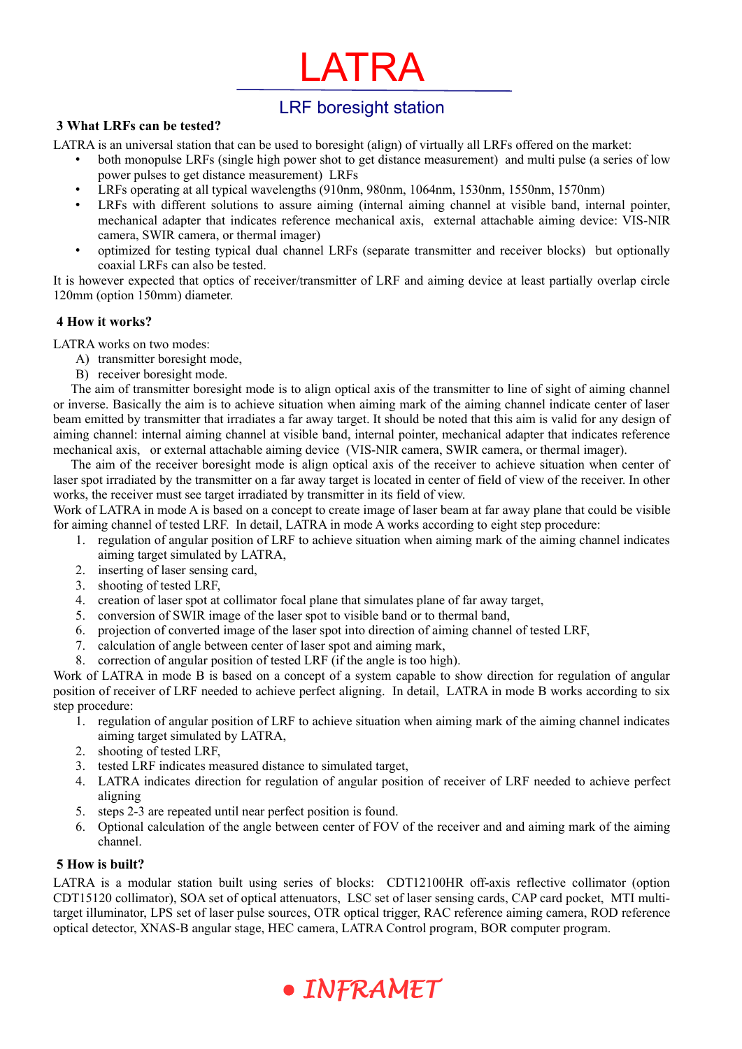## 3 What LRFs can be tested?

LATRA is an universal station that can be used to boresight (align) of virtually all LRFs offered on the market:

- both monopulse LRFs (single high power shot to get distance measurement) and multi pulse (a series of low power pulses to get distance measurement) LRFs
- LRFs operating at all typical wavelengths (910nm, 980nm, 1064nm, 1530nm, 1550nm, 1570nm)
- LRFs with different solutions to assure aiming (internal aiming channel at visible band, internal pointer, mechanical adapter that indicates reference mechanical axis, external attachable aiming device: VIS-NIR camera, SWIR camera, or thermal imager)
- optimized for testing typical dual channel LRFs (separate transmitter and receiver blocks) but optionally coaxial LRFs can also be tested.

It is however expected that optics of receiver/transmitter of LRF and aiming device at least partially overlap circle 120mm (option 150mm) diameter.

## 4 How it works?

LATRA works on two modes:

A) transmitter boresight mode,
B) receiver boresight mode.

The aim of transmitter boresight mode is to align optical axis of the transmitter to line of sight of aiming channel or inverse. Basically the aim is to achieve situation when aiming mark of the aiming channel indicate center of laser beam emitted by transmitter that irradiates a far away target. It should be noted that this aim is valid for any design of aiming channel: internal aiming channel at visible band, internal pointer, mechanical adapter that indicates reference mechanical axis, or external attachable aiming device (VIS-NIR camera, SWIR camera, or thermal imager).

The aim of the receiver boresight mode is align optical axis of the receiver to achieve situation when center of laser spot irradiated by the transmitter on a far away target is located in center of field of view of the receiver. In other works, the receiver must see target irradiated by transmitter in its field of view.

Work of LATRA in mode A is based on a concept to create image of laser beam at far away plane that could be visible for aiming channel of tested LRF. In detail, LATRA in mode A works according to eight step procedure:

1. regulation of angular position of LRF to achieve situation when aiming mark of the aiming channel indicates aiming target simulated by LATRA,
2. inserting of laser sensing card,
3. shooting of tested LRF,
4. creation of laser spot at collimator focal plane that simulates plane of far away target,
5. conversion of SWIR image of the laser spot to visible band or to thermal band,
6. projection of converted image of the laser spot into direction of aiming channel of tested LRF,
7. calculation of angle between center of laser spot and aiming mark,
8. correction of angular position of tested LRF (if the angle is too high).

Work of LATRA in mode B is based on a concept of a system capable to show direction for regulation of angular position of receiver of LRF needed to achieve perfect aligning. In detail, LATRA in mode B works according to six step procedure:

1. regulation of angular position of LRF to achieve situation when aiming mark of the aiming channel indicates aiming target simulated by LATRA,
2. shooting of tested LRF,
3. tested LRF indicates measured distance to simulated target,
4. LATRA indicates direction for regulation of angular position of receiver of LRF needed to achieve perfect aligning
5. steps 2-3 are repeated until near perfect position is found.
6. Optional calculation of the angle between center of FOV of the receiver and and aiming mark of the aiming channel.

## 5 How is built?

LATRA is a modular station built using series of blocks: CDT12100HR off-axis reflective collimator (option CDT15120 collimator), SOA set of optical attenuators, LSC set of laser sensing cards, CAP card pocket, MTI multi-target illuminator, LPS set of laser pulse sources, OTR optical trigger, RAC reference aiming camera, ROD reference optical detector, XNAS-B angular stage, HEC camera, LATRA Control program, BOR computer program.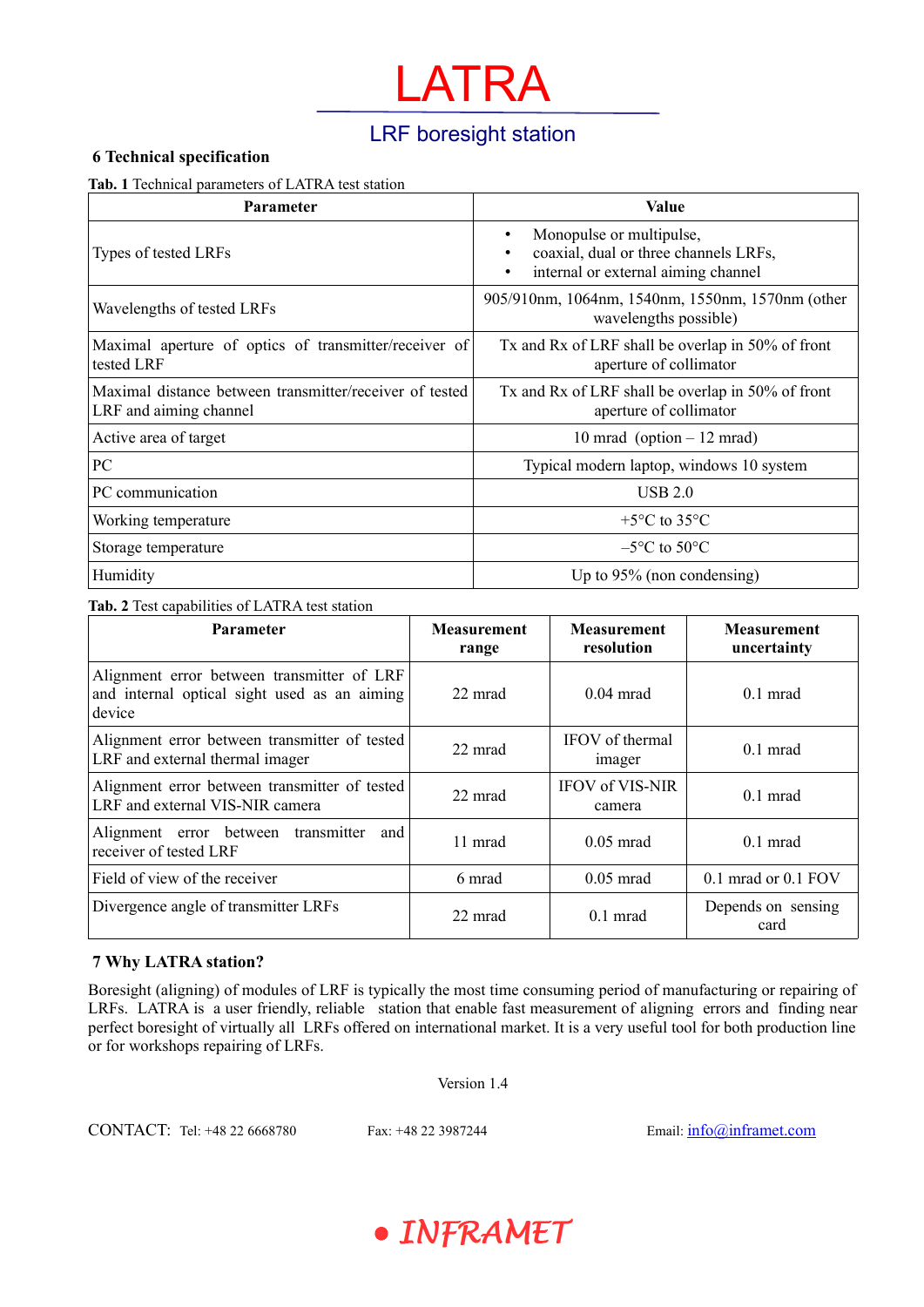# LATRA

## LRF boresight station

### 6 Technical specification

**Tab. 1** Technical parameters of LATRA test station

| Parameter | Value |
|---|---|
| Types of tested LRFs | • Monopulse or multipulse,<br>• coaxial, dual or three channels LRFs,<br>• internal or external aiming channel |
| Wavelengths of tested LRFs | 905/910nm, 1064nm, 1540nm, 1550nm, 1570nm (other wavelengths possible) |
| Maximal aperture of optics of transmitter/receiver of tested LRF | Tx and Rx of LRF shall be overlap in 50% of front aperture of collimator |
| Maximal distance between transmitter/receiver of tested LRF and aiming channel | Tx and Rx of LRF shall be overlap in 50% of front aperture of collimator |
| Active area of target | 10 mrad (option – 12 mrad) |
| PC | Typical modern laptop, windows 10 system |
| PC communication | USB 2.0 |
| Working temperature | +5°C to 35°C |
| Storage temperature | –5°C to 50°C |
| Humidity | Up to 95% (non condensing) |

**Tab. 2** Test capabilities of LATRA test station

| Parameter | Measurement range | Measurement resolution | Measurement uncertainty |
|---|---|---|---|
| Alignment error between transmitter of LRF and internal optical sight used as an aiming device | 22 mrad | 0.04 mrad | 0.1 mrad |
| Alignment error between transmitter of tested LRF and external thermal imager | 22 mrad | IFOV of thermal imager | 0.1 mrad |
| Alignment error between transmitter of tested LRF and external VIS-NIR camera | 22 mrad | IFOV of VIS-NIR camera | 0.1 mrad |
| Alignment error between transmitter and receiver of tested LRF | 11 mrad | 0.05 mrad | 0.1 mrad |
| Field of view of the receiver | 6 mrad | 0.05 mrad | 0.1 mrad or 0.1 FOV |
| Divergence angle of transmitter LRFs | 22 mrad | 0.1 mrad | Depends on sensing card |

### 7 Why LATRA station?

Boresight (aligning) of modules of LRF is typically the most time consuming period of manufacturing or repairing of LRFs. LATRA is a user friendly, reliable station that enable fast measurement of aligning errors and finding near perfect boresight of virtually all LRFs offered on international market. It is a very useful tool for both production line or for workshops repairing of LRFs.

Version 1.4

CONTACT: Tel: +48 22 6668780 Fax: +48 22 3987244 Email: info@inframet.com

INFRAMET